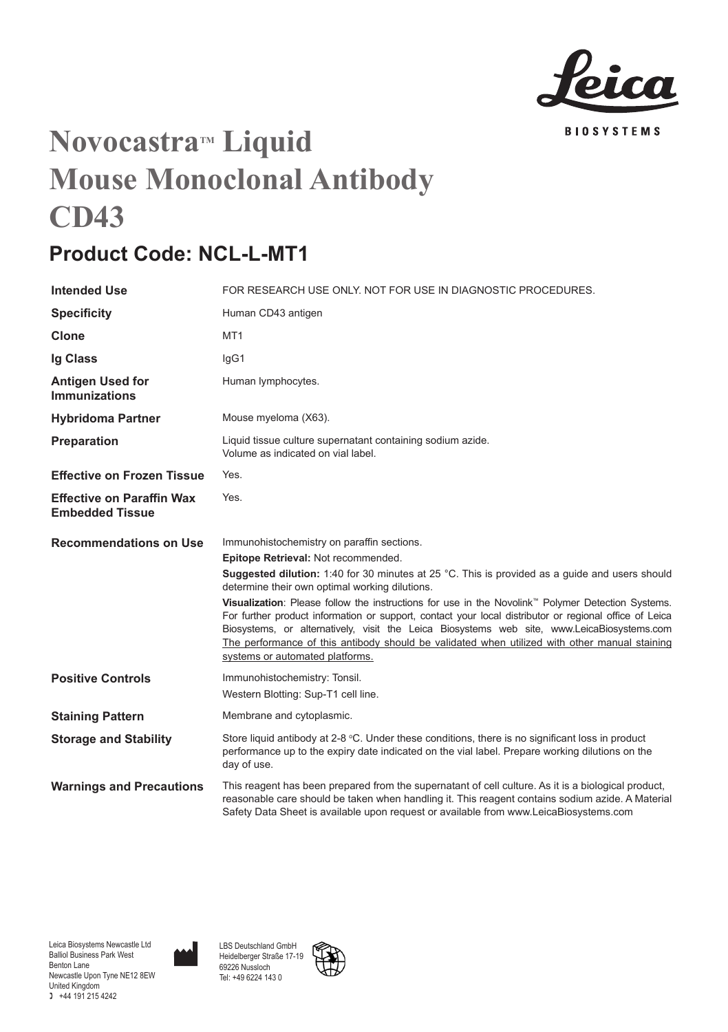# Novocastra™ Liquid Mouse Monoclonal Antibody CD43

## Product Code: NCL-L-MT1

| | |
|---|---|
| **Intended Use** | FOR RESEARCH USE ONLY. NOT FOR USE IN DIAGNOSTIC PROCEDURES. |
| **Specificity** | Human CD43 antigen |
| **Clone** | MT1 |
| **Ig Class** | IgG1 |
| **Antigen Used for Immunizations** | Human lymphocytes. |
| **Hybridoma Partner** | Mouse myeloma (X63). |
| **Preparation** | Liquid tissue culture supernatant containing sodium azide. Volume as indicated on vial label. |
| **Effective on Frozen Tissue** | Yes. |
| **Effective on Paraffin Wax Embedded Tissue** | Yes. |
| **Recommendations on Use** | Immunohistochemistry on paraffin sections. **Epitope Retrieval:** Not recommended. **Suggested dilution:** 1:40 for 30 minutes at 25 °C. This is provided as a guide and users should determine their own optimal working dilutions. **Visualization**: Please follow the instructions for use in the Novolink™ Polymer Detection Systems. For further product information or support, contact your local distributor or regional office of Leica Biosystems, or alternatively, visit the Leica Biosystems web site, www.LeicaBiosystems.com The performance of this antibody should be validated when utilized with other manual staining systems or automated platforms. |
| **Positive Controls** | Immunohistochemistry: Tonsil. Western Blotting: Sup-T1 cell line. |
| **Staining Pattern** | Membrane and cytoplasmic. |
| **Storage and Stability** | Store liquid antibody at 2-8 °C. Under these conditions, there is no significant loss in product performance up to the expiry date indicated on the vial label. Prepare working dilutions on the day of use. |
| **Warnings and Precautions** | This reagent has been prepared from the supernatant of cell culture. As it is a biological product, reasonable care should be taken when handling it. This reagent contains sodium azide. A Material Safety Data Sheet is available upon request or available from www.LeicaBiosystems.com |

Leica Biosystems Newcastle Ltd
Balliol Business Park West
Benton Lane
Newcastle Upon Tyne NE12 8EW
United Kingdom
+44 191 215 4242

LBS Deutschland GmbH
Heidelberger Straße 17-19
69226 Nussloch
Tel: +49 6224 143 0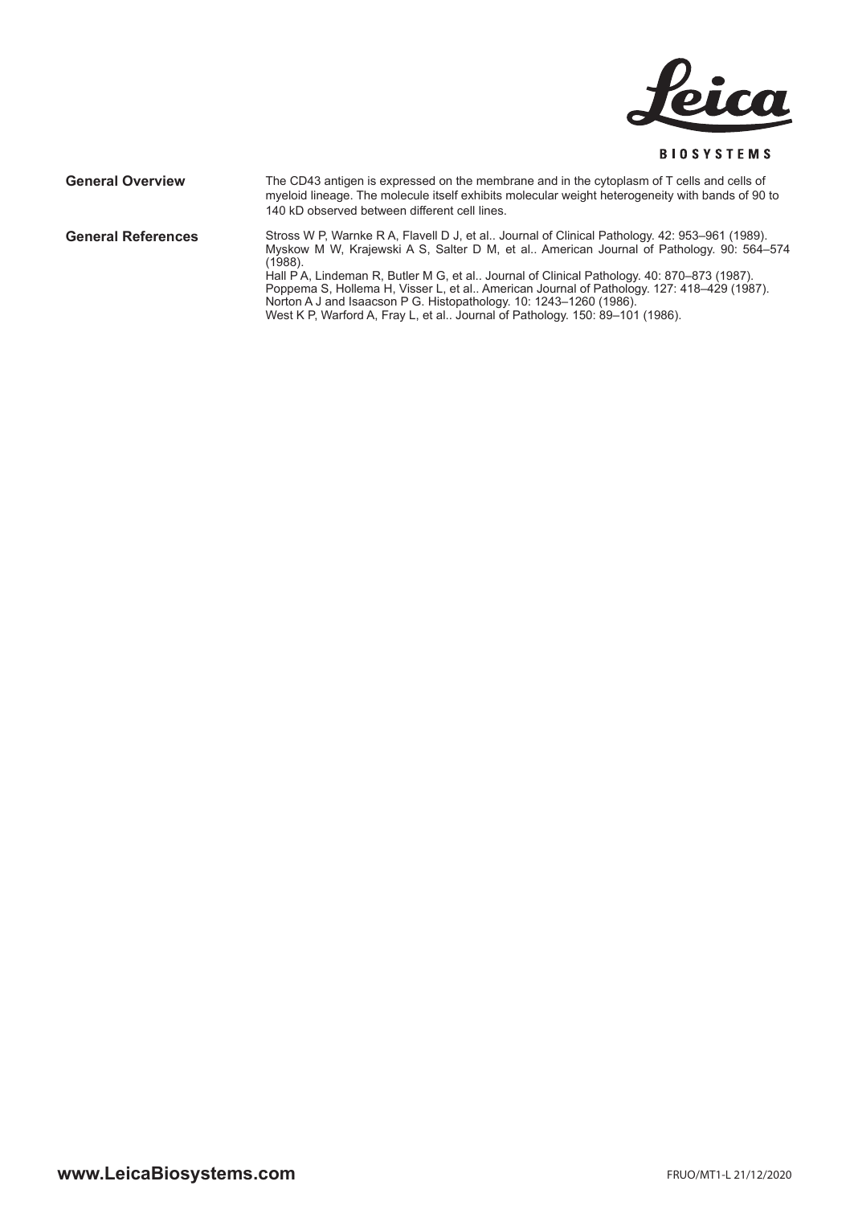## General Overview

The CD43 antigen is expressed on the membrane and in the cytoplasm of T cells and cells of myeloid lineage. The molecule itself exhibits molecular weight heterogeneity with bands of 90 to 140 kD observed between different cell lines.

## General References

Stross W P, Warnke R A, Flavell D J, et al.. Journal of Clinical Pathology. 42: 953–961 (1989).

Myskow M W, Krajewski A S, Salter D M, et al.. American Journal of Pathology. 90: 564–574 (1988).

Hall P A, Lindeman R, Butler M G, et al.. Journal of Clinical Pathology. 40: 870–873 (1987).

Poppema S, Hollema H, Visser L, et al.. American Journal of Pathology. 127: 418–429 (1987).

Norton A J and Isaacson P G. Histopathology. 10: 1243–1260 (1986).

West K P, Warford A, Fray L, et al.. Journal of Pathology. 150: 89–101 (1986).

www.LeicaBiosystems.com

FRUO/MT1-L 21/12/2020